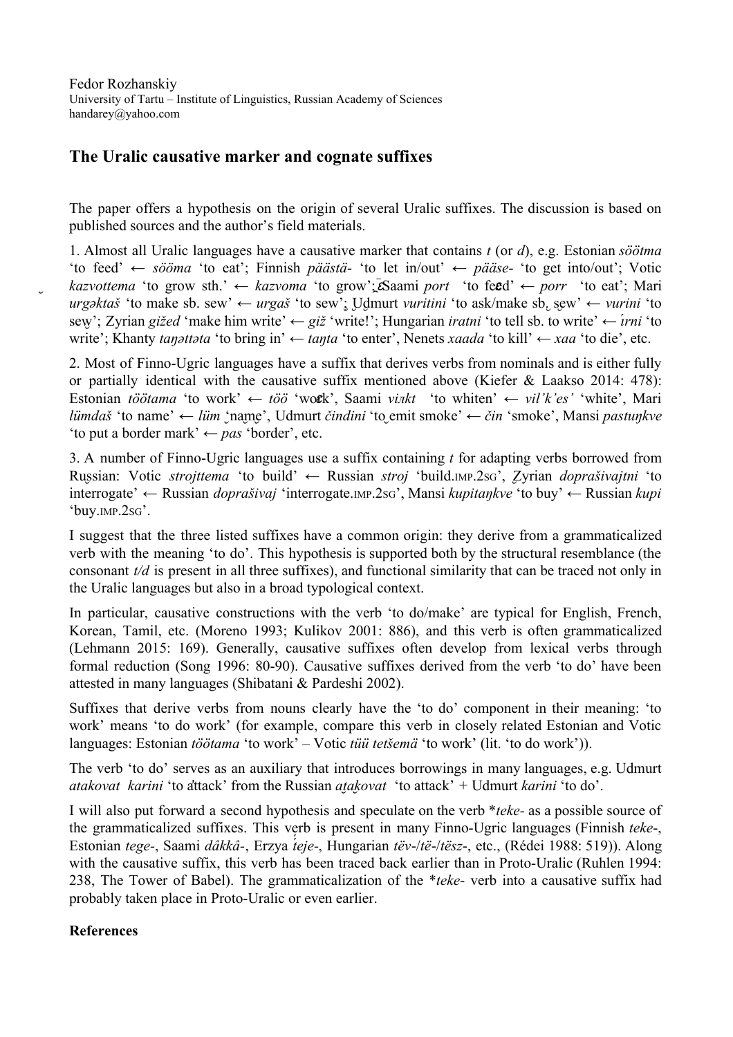Fedor Rozhanskiy
University of Tartu – Institute of Linguistics, Russian Academy of Sciences
handarey@yahoo.com

## The Uralic causative marker and cognate suffixes

The paper offers a hypothesis on the origin of several Uralic suffixes. The discussion is based on published sources and the author's field materials.

1. Almost all Uralic languages have a causative marker that contains *t* (or *d*), e.g. Estonian *söötma* 'to feed' ← *sööma* 'to eat'; Finnish *päästä-* 'to let in/out' ← *pääse-* 'to get into/out'; Votic *kazvottema* 'to grow sth.' ← *kazvoma* 'to grow'; Saami *port* 'to feed' ← *porr* 'to eat'; Mari *urgəktaš* 'to make sb. sew' ← *urgaš* 'to sew'; Udmurt *vuritini* 'to ask/make sb. sew' ← *vurini* 'to sew'; Zyrian *gižed* 'make him write' ← *giž* 'write!'; Hungarian *iratni* 'to tell sb. to write' ← *írni* 'to write'; Khanty *taŋəttəta* 'to bring in' ← *taŋta* 'to enter', Nenets *xaada* 'to kill' ← *xaa* 'to die', etc.

2. Most of Finno-Ugric languages have a suffix that derives verbs from nominals and is either fully or partially identical with the causative suffix mentioned above (Kiefer & Laakso 2014: 478): Estonian *töötama* 'to work' ← *töö* 'work', Saami *viлkt* 'to whiten' ← *vil'k'es'* 'white', Mari *lümdaš* 'to name' ← *lüm* 'name', Udmurt *čindini* 'to emit smoke' ← *čin* 'smoke', Mansi *pastuŋkve* 'to put a border mark' ← *pas* 'border', etc.

3. A number of Finno-Ugric languages use a suffix containing *t* for adapting verbs borrowed from Russian: Votic *strojttema* 'to build' ← Russian *stroj* 'build.IMP.2SG', Zyrian *doprašivajtni* 'to interrogate' ← Russian *doprašivaj* 'interrogate.IMP.2SG', Mansi *kupitaŋkve* 'to buy' ← Russian *kupi* 'buy.IMP.2SG'.

I suggest that the three listed suffixes have a common origin: they derive from a grammaticalized verb with the meaning 'to do'. This hypothesis is supported both by the structural resemblance (the consonant *t/d* is present in all three suffixes), and functional similarity that can be traced not only in the Uralic languages but also in a broad typological context.

In particular, causative constructions with the verb 'to do/make' are typical for English, French, Korean, Tamil, etc. (Moreno 1993; Kulikov 2001: 886), and this verb is often grammaticalized (Lehmann 2015: 169). Generally, causative suffixes often develop from lexical verbs through formal reduction (Song 1996: 80-90). Causative suffixes derived from the verb 'to do' have been attested in many languages (Shibatani & Pardeshi 2002).

Suffixes that derive verbs from nouns clearly have the 'to do' component in their meaning: 'to work' means 'to do work' (for example, compare this verb in closely related Estonian and Votic languages: Estonian *töötama* 'to work' – Votic *tüü tetšemä* 'to work' (lit. 'to do work')).

The verb 'to do' serves as an auxiliary that introduces borrowings in many languages, e.g. Udmurt *atakovat karini* 'to attack' from the Russian *atakovat* 'to attack' + Udmurt *karini* 'to do'.

I will also put forward a second hypothesis and speculate on the verb \**teke-* as a possible source of the grammaticalized suffixes. This verb is present in many Finno-Ugric languages (Finnish *teke-*, Estonian *tege-*, Saami *dâkkâ-*, Erzya *t́eje-*, Hungarian *tëv-/të-/tësz-*, etc., (Rédei 1988: 519)). Along with the causative suffix, this verb has been traced back earlier than in Proto-Uralic (Ruhlen 1994: 238, The Tower of Babel). The grammaticalization of the \**teke-* verb into a causative suffix had probably taken place in Proto-Uralic or even earlier.

**References**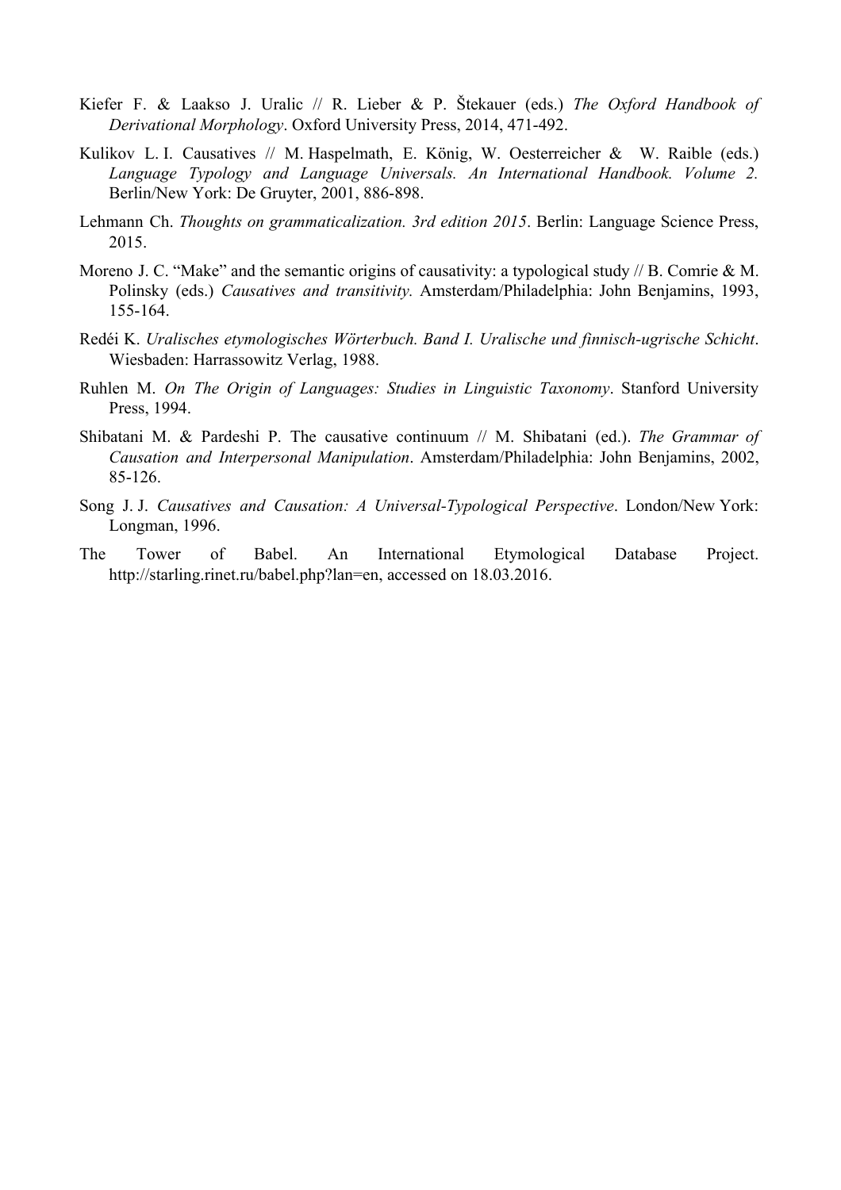Kiefer F. & Laakso J. Uralic // R. Lieber & P. Štekauer (eds.) *The Oxford Handbook of Derivational Morphology*. Oxford University Press, 2014, 471-492.

Kulikov L. I. Causatives // M. Haspelmath, E. König, W. Oesterreicher & W. Raible (eds.) *Language Typology and Language Universals. An International Handbook. Volume 2.* Berlin/New York: De Gruyter, 2001, 886-898.

Lehmann Ch. *Thoughts on grammaticalization. 3rd edition 2015*. Berlin: Language Science Press, 2015.

Moreno J. C. "Make" and the semantic origins of causativity: a typological study // B. Comrie & M. Polinsky (eds.) *Causatives and transitivity.* Amsterdam/Philadelphia: John Benjamins, 1993, 155-164.

Redéi K. *Uralisches etymologisches Wörterbuch. Band I. Uralische und finnisch-ugrische Schicht*. Wiesbaden: Harrassowitz Verlag, 1988.

Ruhlen M. *On The Origin of Languages: Studies in Linguistic Taxonomy*. Stanford University Press, 1994.

Shibatani M. & Pardeshi P. The causative continuum // M. Shibatani (ed.). *The Grammar of Causation and Interpersonal Manipulation*. Amsterdam/Philadelphia: John Benjamins, 2002, 85-126.

Song J. J. *Causatives and Causation: A Universal-Typological Perspective*. London/New York: Longman, 1996.

The Tower of Babel. An International Etymological Database Project. http://starling.rinet.ru/babel.php?lan=en, accessed on 18.03.2016.